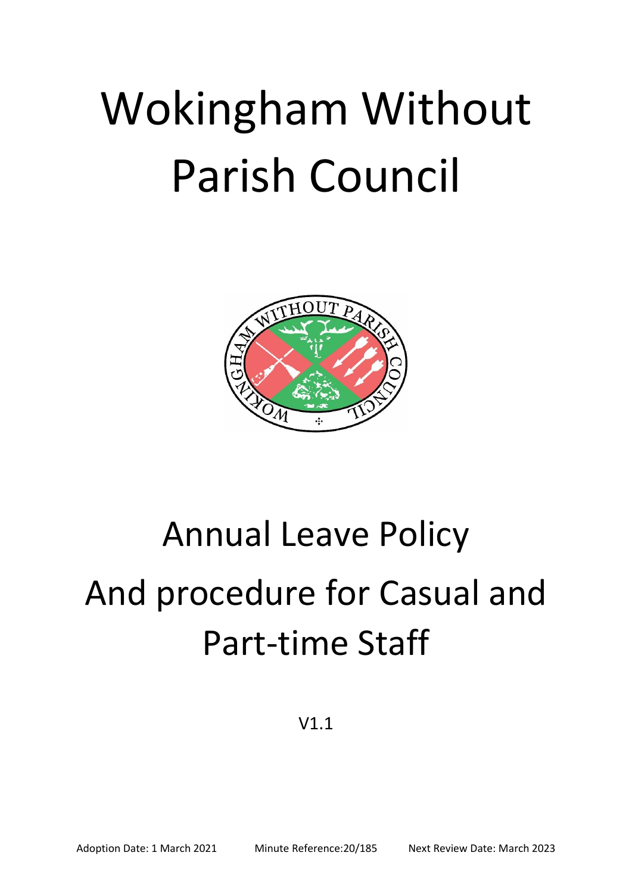# Wokingham Without Parish Council

# Annual Leave Policy And procedure for Casual and Part-time Staff

V1.1

Adoption Date: 1 March 2021    Minute Reference:20/185    Next Review Date: March 2023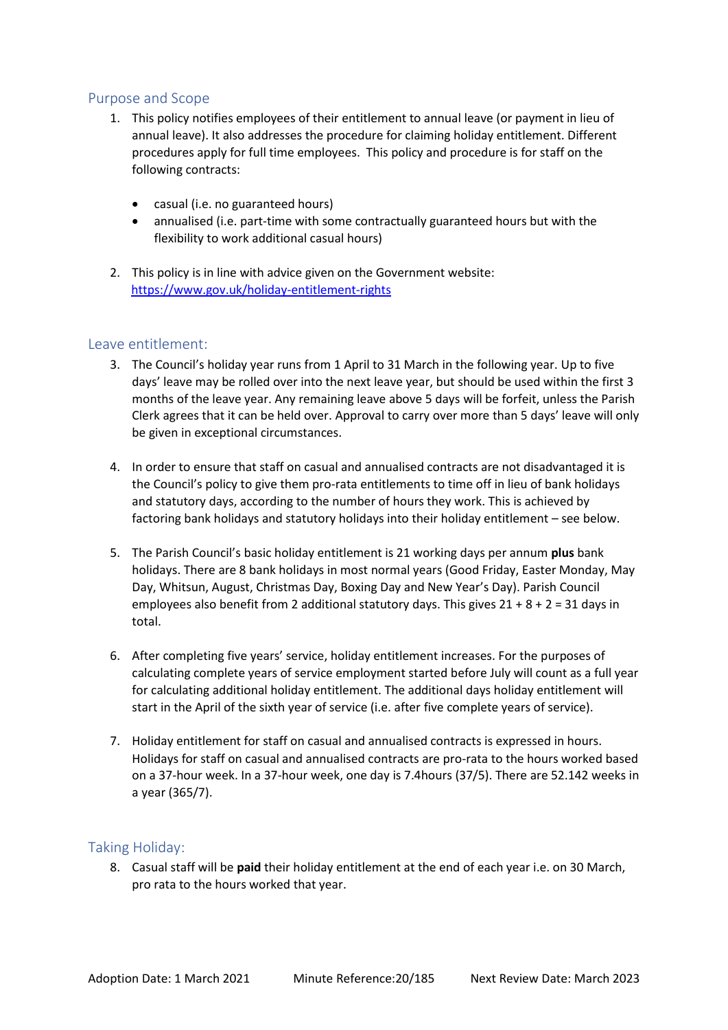## Purpose and Scope

1. This policy notifies employees of their entitlement to annual leave (or payment in lieu of annual leave). It also addresses the procedure for claiming holiday entitlement. Different procedures apply for full time employees. This policy and procedure is for staff on the following contracts:

   - casual (i.e. no guaranteed hours)
   - annualised (i.e. part-time with some contractually guaranteed hours but with the flexibility to work additional casual hours)

2. This policy is in line with advice given on the Government website: [https://www.gov.uk/holiday-entitlement-rights](https://www.gov.uk/holiday-entitlement-rights)

## Leave entitlement:

3. The Council's holiday year runs from 1 April to 31 March in the following year. Up to five days' leave may be rolled over into the next leave year, but should be used within the first 3 months of the leave year. Any remaining leave above 5 days will be forfeit, unless the Parish Clerk agrees that it can be held over. Approval to carry over more than 5 days' leave will only be given in exceptional circumstances.

4. In order to ensure that staff on casual and annualised contracts are not disadvantaged it is the Council's policy to give them pro-rata entitlements to time off in lieu of bank holidays and statutory days, according to the number of hours they work. This is achieved by factoring bank holidays and statutory holidays into their holiday entitlement – see below.

5. The Parish Council's basic holiday entitlement is 21 working days per annum **plus** bank holidays. There are 8 bank holidays in most normal years (Good Friday, Easter Monday, May Day, Whitsun, August, Christmas Day, Boxing Day and New Year's Day). Parish Council employees also benefit from 2 additional statutory days. This gives 21 + 8 + 2 = 31 days in total.

6. After completing five years' service, holiday entitlement increases. For the purposes of calculating complete years of service employment started before July will count as a full year for calculating additional holiday entitlement. The additional days holiday entitlement will start in the April of the sixth year of service (i.e. after five complete years of service).

7. Holiday entitlement for staff on casual and annualised contracts is expressed in hours. Holidays for staff on casual and annualised contracts are pro-rata to the hours worked based on a 37-hour week. In a 37-hour week, one day is 7.4hours (37/5). There are 52.142 weeks in a year (365/7).

## Taking Holiday:

8. Casual staff will be **paid** their holiday entitlement at the end of each year i.e. on 30 March, pro rata to the hours worked that year.

Adoption Date: 1 March 2021 Minute Reference:20/185 Next Review Date: March 2023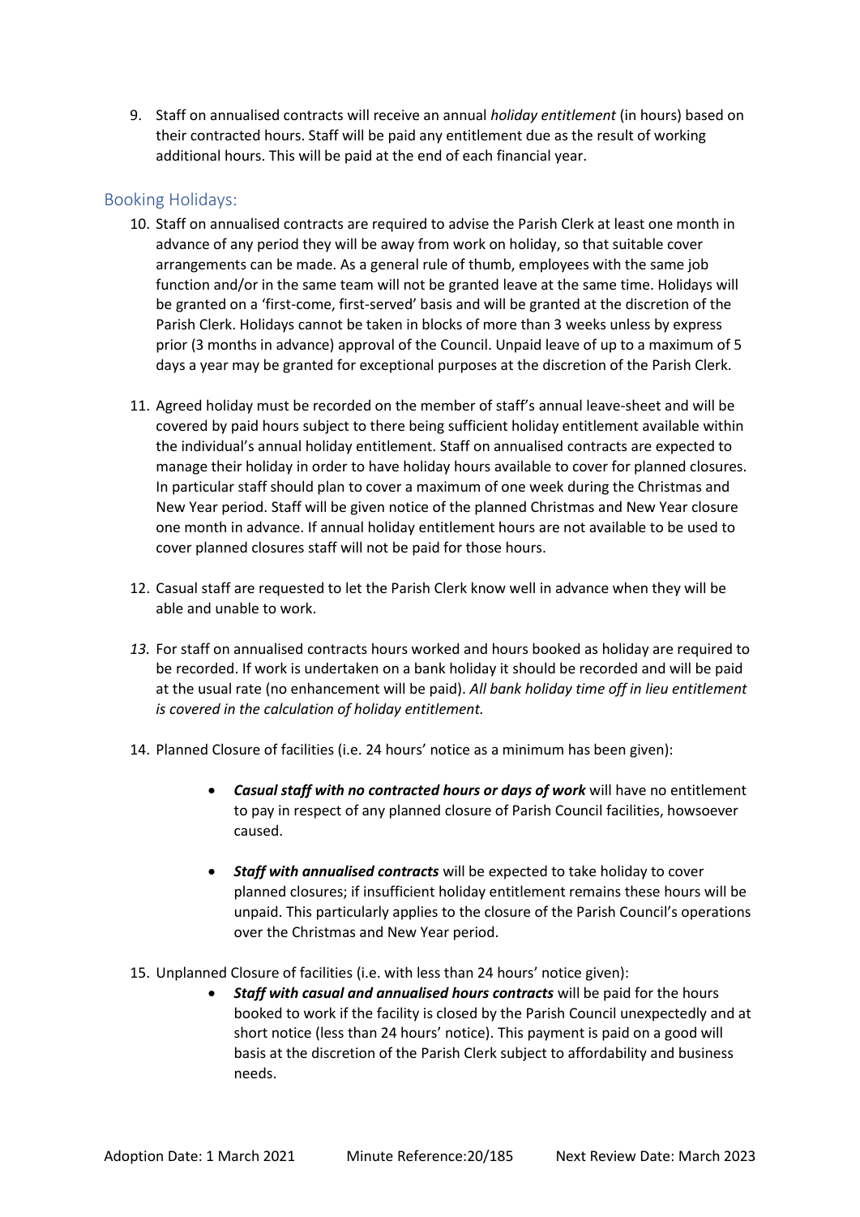9. Staff on annualised contracts will receive an annual *holiday entitlement* (in hours) based on their contracted hours. Staff will be paid any entitlement due as the result of working additional hours. This will be paid at the end of each financial year.

## Booking Holidays:

10. Staff on annualised contracts are required to advise the Parish Clerk at least one month in advance of any period they will be away from work on holiday, so that suitable cover arrangements can be made. As a general rule of thumb, employees with the same job function and/or in the same team will not be granted leave at the same time. Holidays will be granted on a 'first-come, first-served' basis and will be granted at the discretion of the Parish Clerk. Holidays cannot be taken in blocks of more than 3 weeks unless by express prior (3 months in advance) approval of the Council. Unpaid leave of up to a maximum of 5 days a year may be granted for exceptional purposes at the discretion of the Parish Clerk.

11. Agreed holiday must be recorded on the member of staff's annual leave-sheet and will be covered by paid hours subject to there being sufficient holiday entitlement available within the individual's annual holiday entitlement. Staff on annualised contracts are expected to manage their holiday in order to have holiday hours available to cover for planned closures. In particular staff should plan to cover a maximum of one week during the Christmas and New Year period. Staff will be given notice of the planned Christmas and New Year closure one month in advance. If annual holiday entitlement hours are not available to be used to cover planned closures staff will not be paid for those hours.

12. Casual staff are requested to let the Parish Clerk know well in advance when they will be able and unable to work.

13. For staff on annualised contracts hours worked and hours booked as holiday are required to be recorded. If work is undertaken on a bank holiday it should be recorded and will be paid at the usual rate (no enhancement will be paid). *All bank holiday time off in lieu entitlement is covered in the calculation of holiday entitlement.*

14. Planned Closure of facilities (i.e. 24 hours' notice as a minimum has been given):

    - ***Casual staff with no contracted hours or days of work*** will have no entitlement to pay in respect of any planned closure of Parish Council facilities, howsoever caused.

    - ***Staff with annualised contracts*** will be expected to take holiday to cover planned closures; if insufficient holiday entitlement remains these hours will be unpaid. This particularly applies to the closure of the Parish Council's operations over the Christmas and New Year period.

15. Unplanned Closure of facilities (i.e. with less than 24 hours' notice given):

    - ***Staff with casual and annualised hours contracts*** will be paid for the hours booked to work if the facility is closed by the Parish Council unexpectedly and at short notice (less than 24 hours' notice). This payment is paid on a good will basis at the discretion of the Parish Clerk subject to affordability and business needs.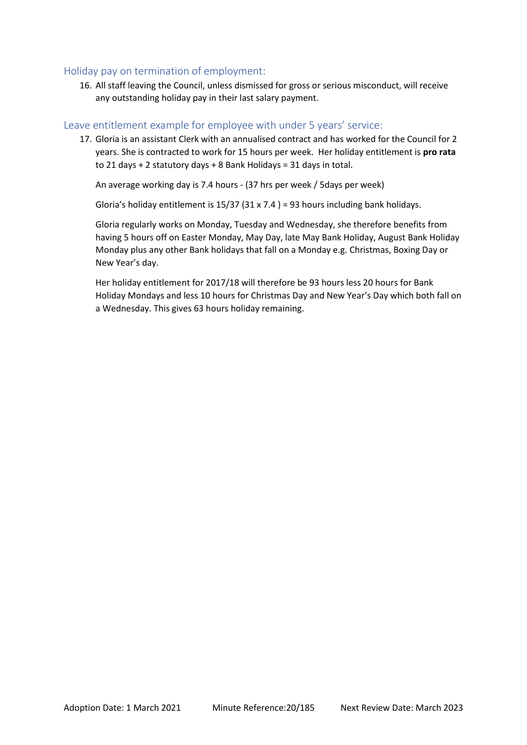## Holiday pay on termination of employment:

16. All staff leaving the Council, unless dismissed for gross or serious misconduct, will receive any outstanding holiday pay in their last salary payment.

## Leave entitlement example for employee with under 5 years' service:

17. Gloria is an assistant Clerk with an annualised contract and has worked for the Council for 2 years. She is contracted to work for 15 hours per week. Her holiday entitlement is **pro rata** to 21 days + 2 statutory days + 8 Bank Holidays = 31 days in total.

    An average working day is 7.4 hours - (37 hrs per week / 5days per week)

    Gloria's holiday entitlement is 15/37 (31 x 7.4 ) = 93 hours including bank holidays.

    Gloria regularly works on Monday, Tuesday and Wednesday, she therefore benefits from having 5 hours off on Easter Monday, May Day, late May Bank Holiday, August Bank Holiday Monday plus any other Bank holidays that fall on a Monday e.g. Christmas, Boxing Day or New Year's day.

    Her holiday entitlement for 2017/18 will therefore be 93 hours less 20 hours for Bank Holiday Mondays and less 10 hours for Christmas Day and New Year's Day which both fall on a Wednesday. This gives 63 hours holiday remaining.

Adoption Date: 1 March 2021 Minute Reference:20/185 Next Review Date: March 2023